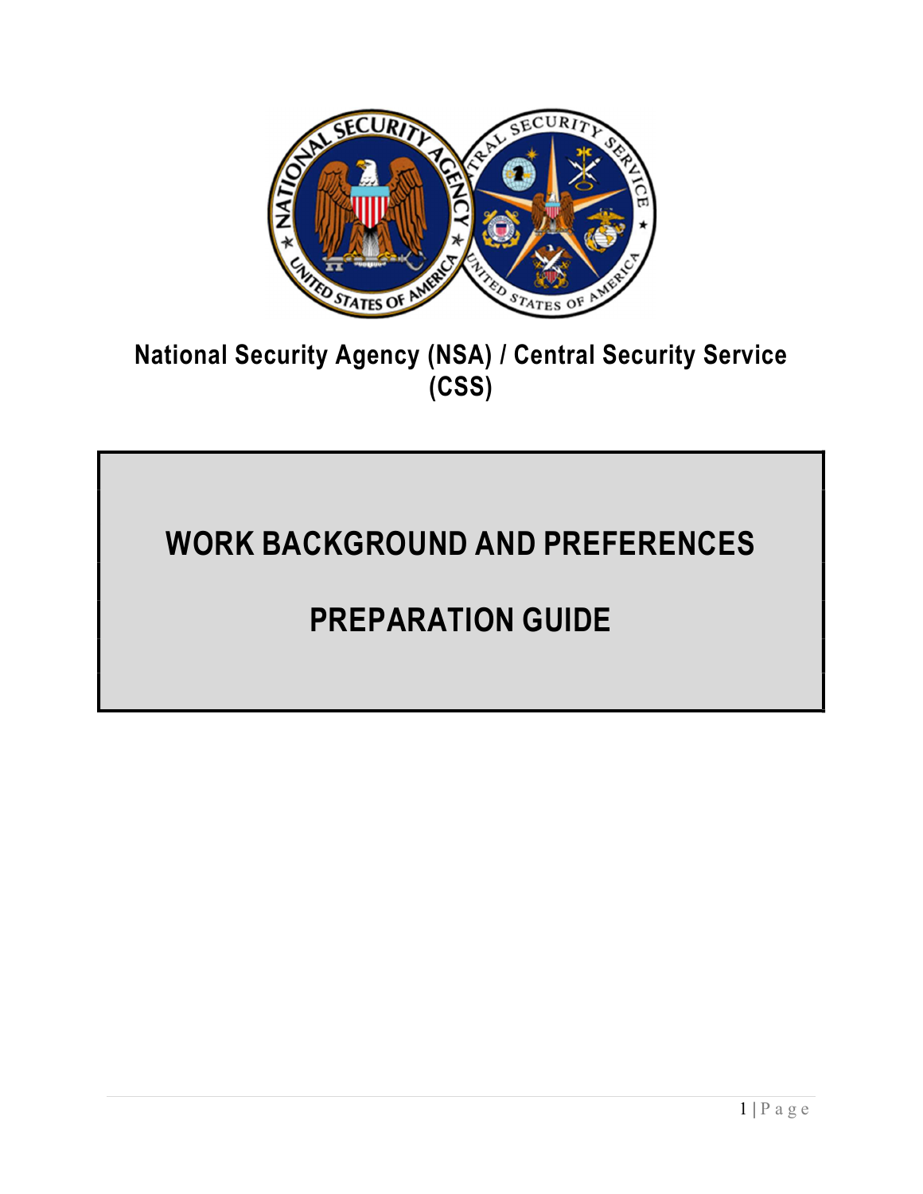**National Security Agency (NSA) / Central Security Service (CSS)**

# WORK BACKGROUND AND PREFERENCES

# PREPARATION GUIDE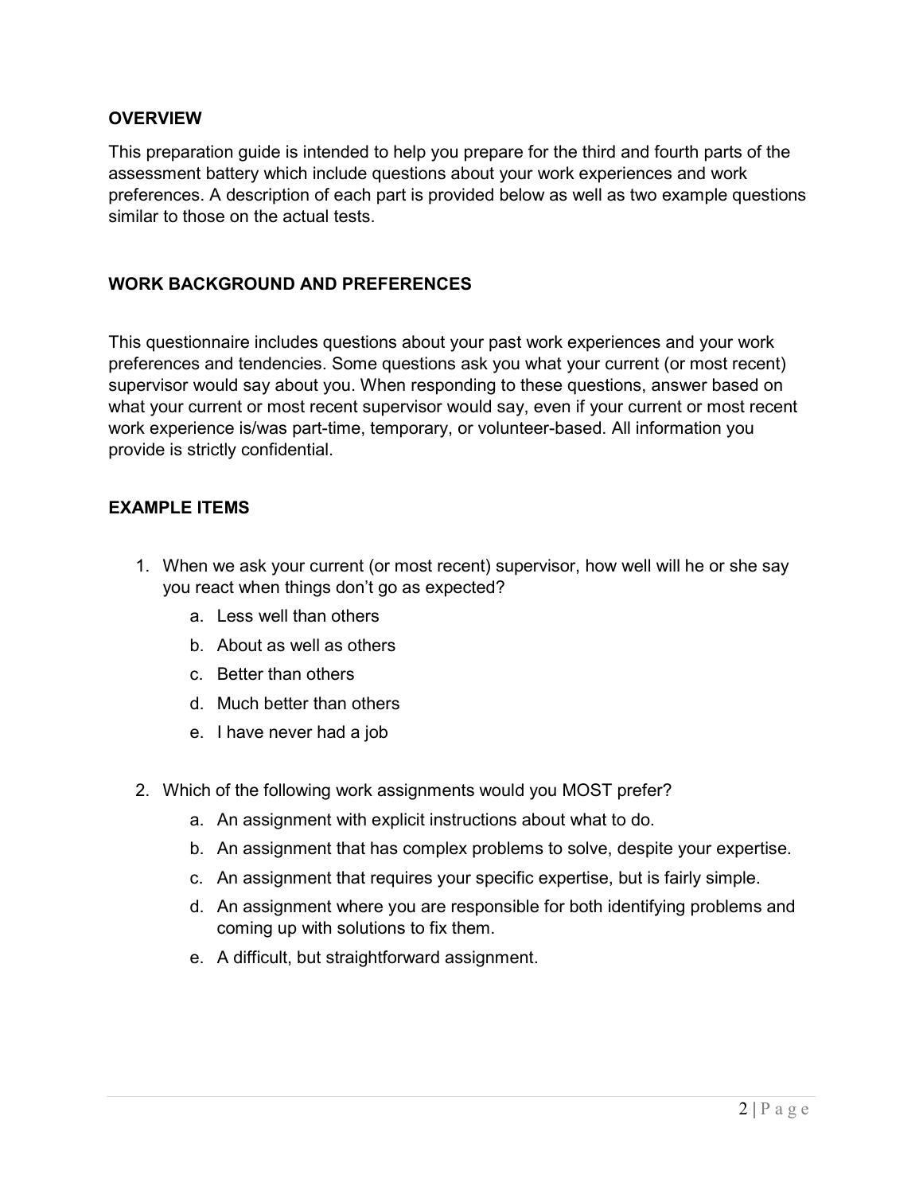## OVERVIEW

This preparation guide is intended to help you prepare for the third and fourth parts of the assessment battery which include questions about your work experiences and work preferences. A description of each part is provided below as well as two example questions similar to those on the actual tests.

## WORK BACKGROUND AND PREFERENCES

This questionnaire includes questions about your past work experiences and your work preferences and tendencies. Some questions ask you what your current (or most recent) supervisor would say about you. When responding to these questions, answer based on what your current or most recent supervisor would say, even if your current or most recent work experience is/was part-time, temporary, or volunteer-based. All information you provide is strictly confidential.

## EXAMPLE ITEMS

1. When we ask your current (or most recent) supervisor, how well will he or she say you react when things don't go as expected?
   a. Less well than others
   b. About as well as others
   c. Better than others
   d. Much better than others
   e. I have never had a job

2. Which of the following work assignments would you MOST prefer?
   a. An assignment with explicit instructions about what to do.
   b. An assignment that has complex problems to solve, despite your expertise.
   c. An assignment that requires your specific expertise, but is fairly simple.
   d. An assignment where you are responsible for both identifying problems and coming up with solutions to fix them.
   e. A difficult, but straightforward assignment.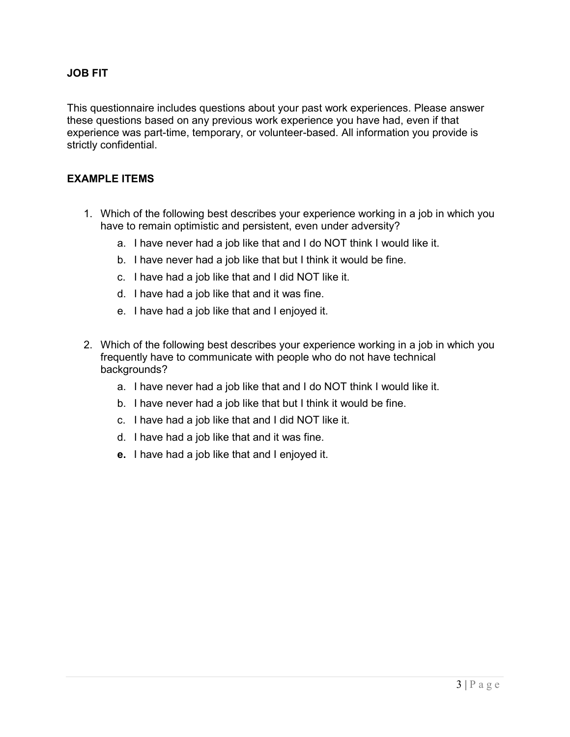**JOB FIT**

This questionnaire includes questions about your past work experiences. Please answer these questions based on any previous work experience you have had, even if that experience was part-time, temporary, or volunteer-based. All information you provide is strictly confidential.

**EXAMPLE ITEMS**

1. Which of the following best describes your experience working in a job in which you have to remain optimistic and persistent, even under adversity?
    a. I have never had a job like that and I do NOT think I would like it.
    b. I have never had a job like that but I think it would be fine.
    c. I have had a job like that and I did NOT like it.
    d. I have had a job like that and it was fine.
    e. I have had a job like that and I enjoyed it.

2. Which of the following best describes your experience working in a job in which you frequently have to communicate with people who do not have technical backgrounds?
    a. I have never had a job like that and I do NOT think I would like it.
    b. I have never had a job like that but I think it would be fine.
    c. I have had a job like that and I did NOT like it.
    d. I have had a job like that and it was fine.
    **e.** I have had a job like that and I enjoyed it.